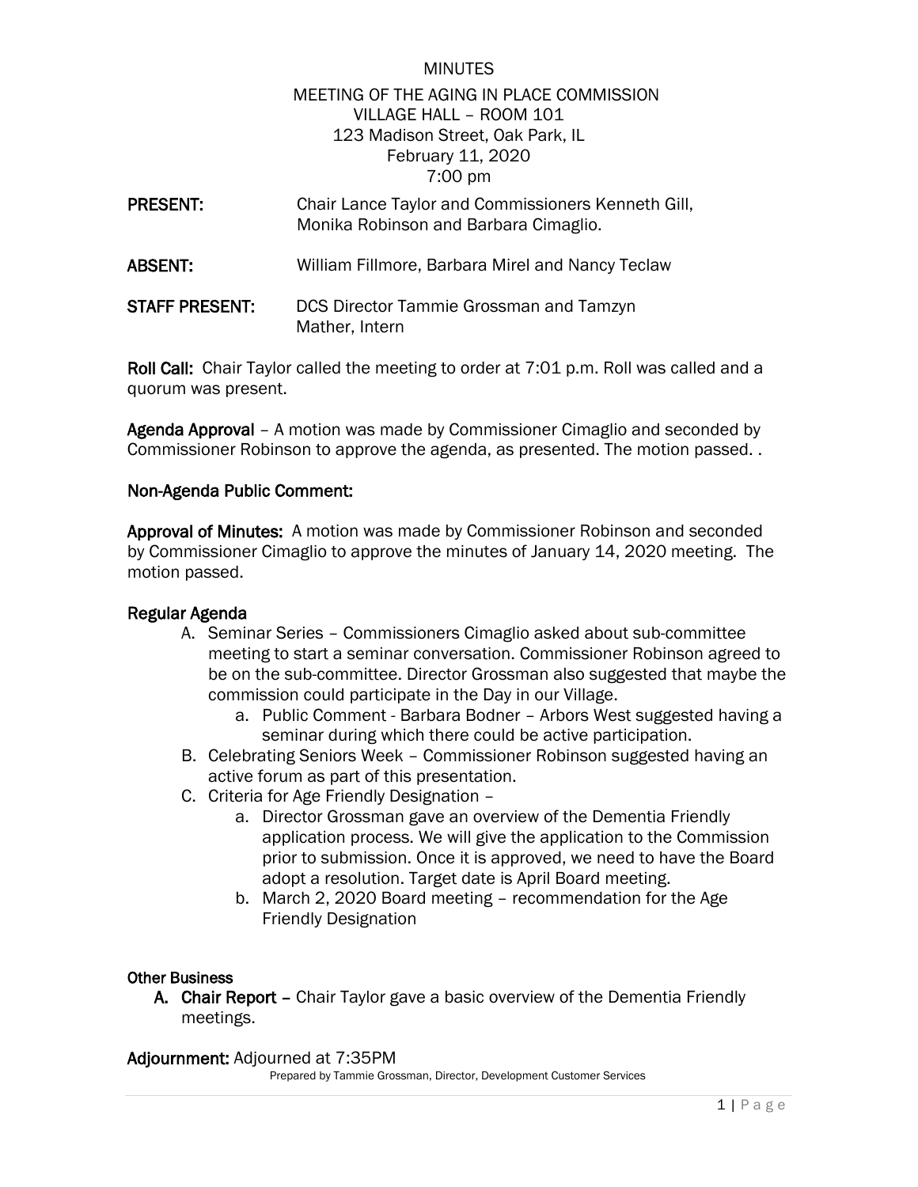MINUTES

MEETING OF THE AGING IN PLACE COMMISSION
VILLAGE HALL – ROOM 101
123 Madison Street, Oak Park, IL
February 11, 2020
7:00 pm

**PRESENT:** Chair Lance Taylor and Commissioners Kenneth Gill, Monika Robinson and Barbara Cimaglio.

**ABSENT:** William Fillmore, Barbara Mirel and Nancy Teclaw

**STAFF PRESENT:** DCS Director Tammie Grossman and Tamzyn Mather, Intern

**Roll Call:** Chair Taylor called the meeting to order at 7:01 p.m. Roll was called and a quorum was present.

**Agenda Approval** – A motion was made by Commissioner Cimaglio and seconded by Commissioner Robinson to approve the agenda, as presented. The motion passed. .

**Non-Agenda Public Comment:**

**Approval of Minutes:** A motion was made by Commissioner Robinson and seconded by Commissioner Cimaglio to approve the minutes of January 14, 2020 meeting. The motion passed.

**Regular Agenda**

A. Seminar Series – Commissioners Cimaglio asked about sub-committee meeting to start a seminar conversation. Commissioner Robinson agreed to be on the sub-committee. Director Grossman also suggested that maybe the commission could participate in the Day in our Village.
    a. Public Comment - Barbara Bodner – Arbors West suggested having a seminar during which there could be active participation.
B. Celebrating Seniors Week – Commissioner Robinson suggested having an active forum as part of this presentation.
C. Criteria for Age Friendly Designation –
    a. Director Grossman gave an overview of the Dementia Friendly application process. We will give the application to the Commission prior to submission. Once it is approved, we need to have the Board adopt a resolution. Target date is April Board meeting.
    b. March 2, 2020 Board meeting – recommendation for the Age Friendly Designation

**Other Business**

A. **Chair Report –** Chair Taylor gave a basic overview of the Dementia Friendly meetings.

**Adjournment:** Adjourned at 7:35PM

Prepared by Tammie Grossman, Director, Development Customer Services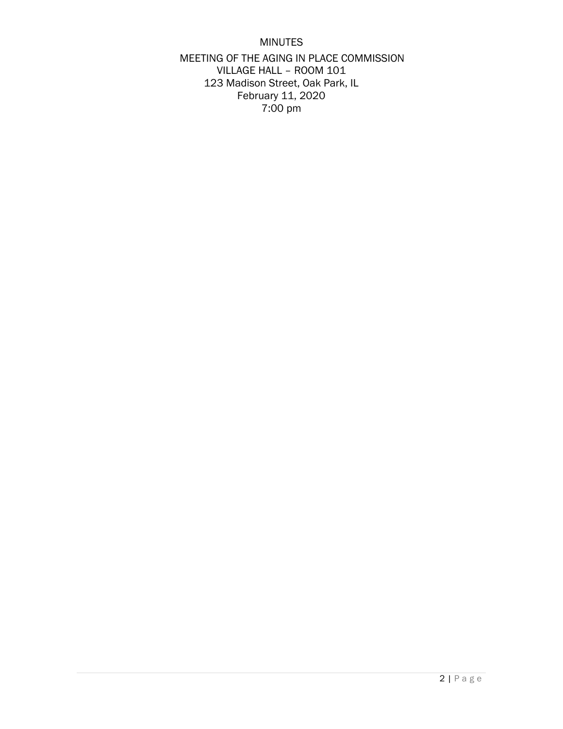MINUTES

MEETING OF THE AGING IN PLACE COMMISSION
VILLAGE HALL – ROOM 101
123 Madison Street, Oak Park, IL
February 11, 2020
7:00 pm